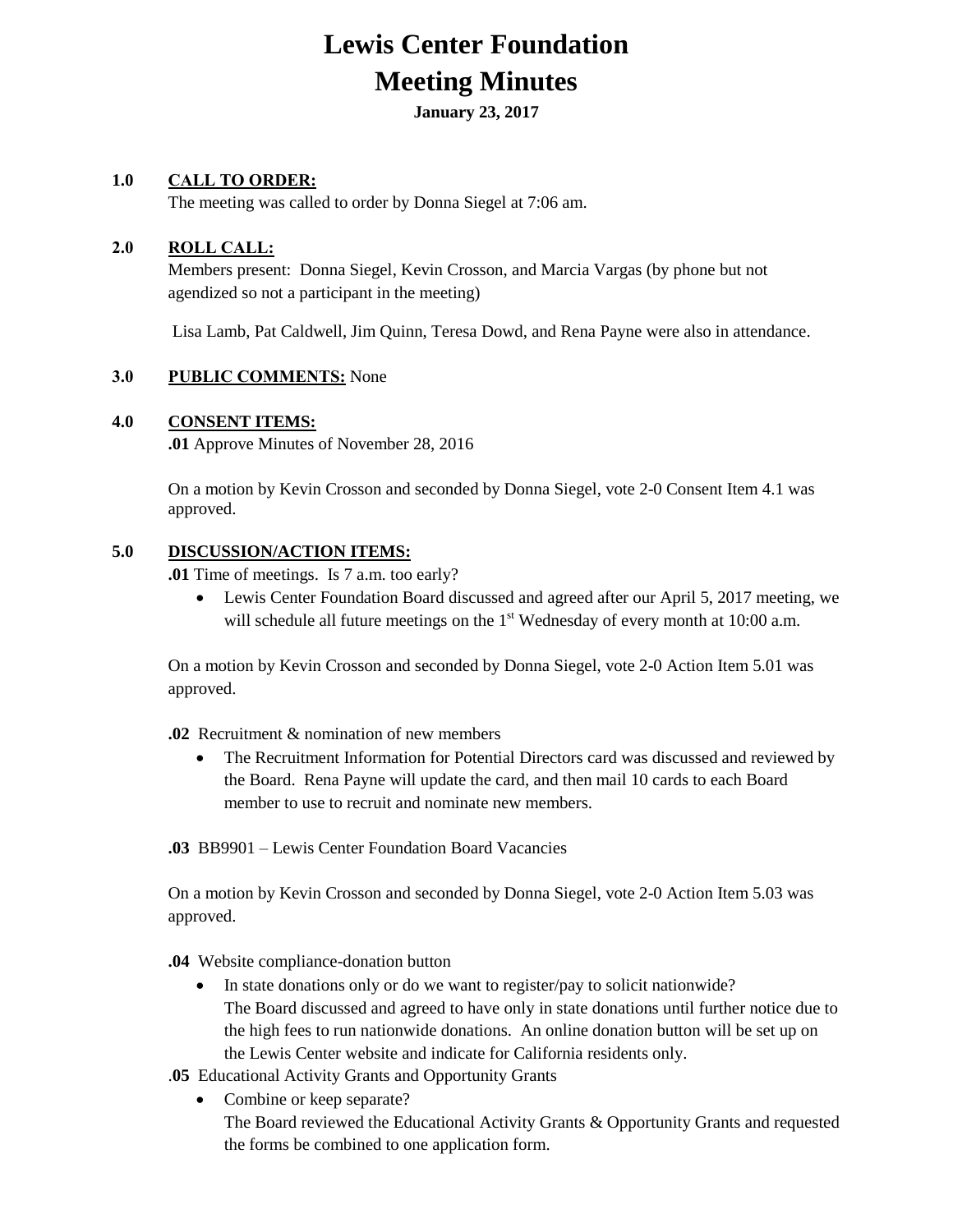# Lewis Center Foundation
# Meeting Minutes

**January 23, 2017**

**1.0 CALL TO ORDER:**

The meeting was called to order by Donna Siegel at 7:06 am.

**2.0 ROLL CALL:**

Members present: Donna Siegel, Kevin Crosson, and Marcia Vargas (by phone but not agendized so not a participant in the meeting)

Lisa Lamb, Pat Caldwell, Jim Quinn, Teresa Dowd, and Rena Payne were also in attendance.

**3.0 PUBLIC COMMENTS:** None

**4.0 CONSENT ITEMS:**

**.01** Approve Minutes of November 28, 2016

On a motion by Kevin Crosson and seconded by Donna Siegel, vote 2-0 Consent Item 4.1 was approved.

**5.0 DISCUSSION/ACTION ITEMS:**

**.01** Time of meetings. Is 7 a.m. too early?

- Lewis Center Foundation Board discussed and agreed after our April 5, 2017 meeting, we will schedule all future meetings on the 1st Wednesday of every month at 10:00 a.m.

On a motion by Kevin Crosson and seconded by Donna Siegel, vote 2-0 Action Item 5.01 was approved.

**.02** Recruitment & nomination of new members

- The Recruitment Information for Potential Directors card was discussed and reviewed by the Board. Rena Payne will update the card, and then mail 10 cards to each Board member to use to recruit and nominate new members.

**.03** BB9901 – Lewis Center Foundation Board Vacancies

On a motion by Kevin Crosson and seconded by Donna Siegel, vote 2-0 Action Item 5.03 was approved.

**.04** Website compliance-donation button

- In state donations only or do we want to register/pay to solicit nationwide?
  The Board discussed and agreed to have only in state donations until further notice due to the high fees to run nationwide donations. An online donation button will be set up on the Lewis Center website and indicate for California residents only.

**.05** Educational Activity Grants and Opportunity Grants

- Combine or keep separate?
  The Board reviewed the Educational Activity Grants & Opportunity Grants and requested the forms be combined to one application form.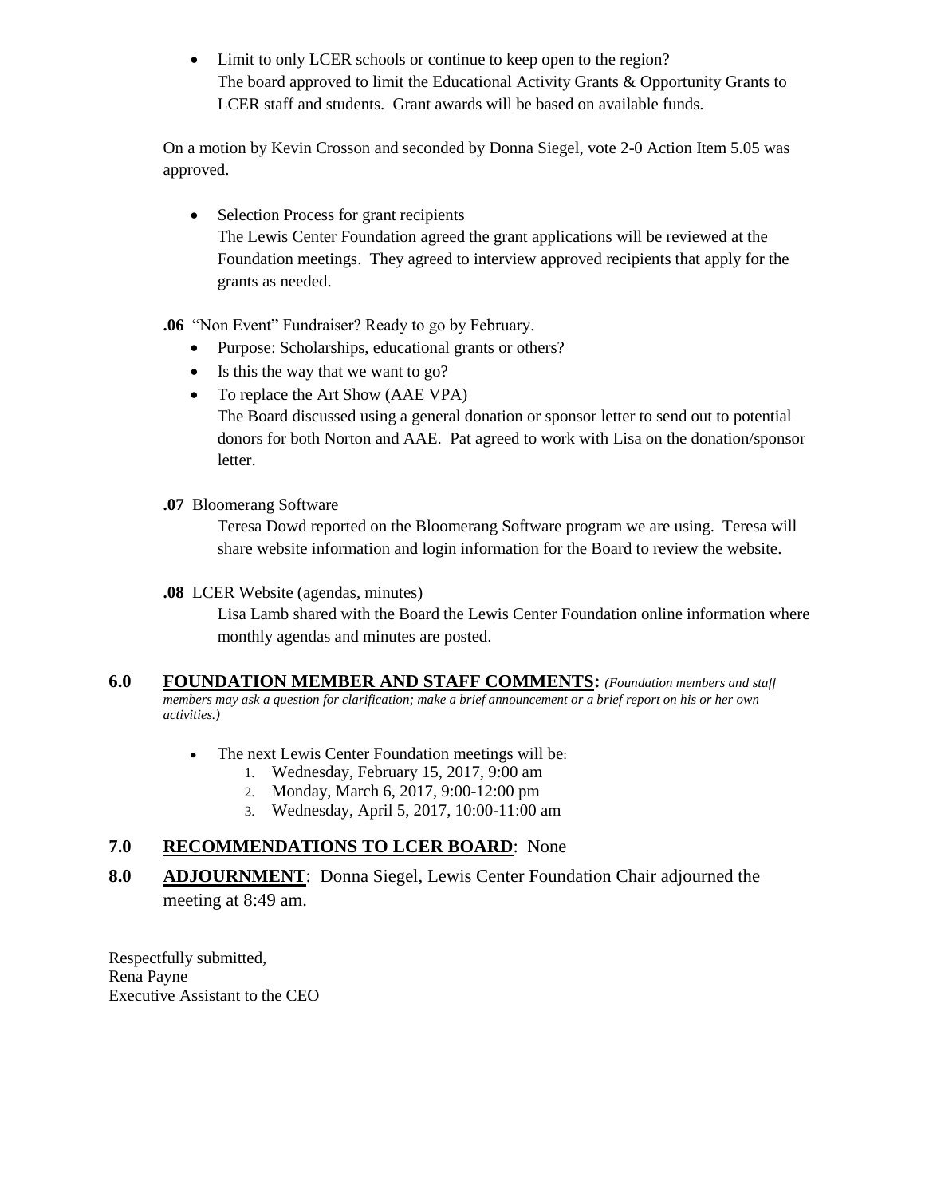- Limit to only LCER schools or continue to keep open to the region?
  The board approved to limit the Educational Activity Grants & Opportunity Grants to LCER staff and students. Grant awards will be based on available funds.

On a motion by Kevin Crosson and seconded by Donna Siegel, vote 2-0 Action Item 5.05 was approved.

- Selection Process for grant recipients
  The Lewis Center Foundation agreed the grant applications will be reviewed at the Foundation meetings. They agreed to interview approved recipients that apply for the grants as needed.

**.06** "Non Event" Fundraiser? Ready to go by February.

- Purpose: Scholarships, educational grants or others?
- Is this the way that we want to go?
- To replace the Art Show (AAE VPA)
  The Board discussed using a general donation or sponsor letter to send out to potential donors for both Norton and AAE. Pat agreed to work with Lisa on the donation/sponsor letter.

**.07** Bloomerang Software

Teresa Dowd reported on the Bloomerang Software program we are using. Teresa will share website information and login information for the Board to review the website.

**.08** LCER Website (agendas, minutes)

Lisa Lamb shared with the Board the Lewis Center Foundation online information where monthly agendas and minutes are posted.

**6.0 FOUNDATION MEMBER AND STAFF COMMENTS:** *(Foundation members and staff members may ask a question for clarification; make a brief announcement or a brief report on his or her own activities.)*

- The next Lewis Center Foundation meetings will be:
  1. Wednesday, February 15, 2017, 9:00 am
  2. Monday, March 6, 2017, 9:00-12:00 pm
  3. Wednesday, April 5, 2017, 10:00-11:00 am

**7.0 RECOMMENDATIONS TO LCER BOARD**: None

**8.0 ADJOURNMENT**: Donna Siegel, Lewis Center Foundation Chair adjourned the meeting at 8:49 am.

Respectfully submitted,
Rena Payne
Executive Assistant to the CEO